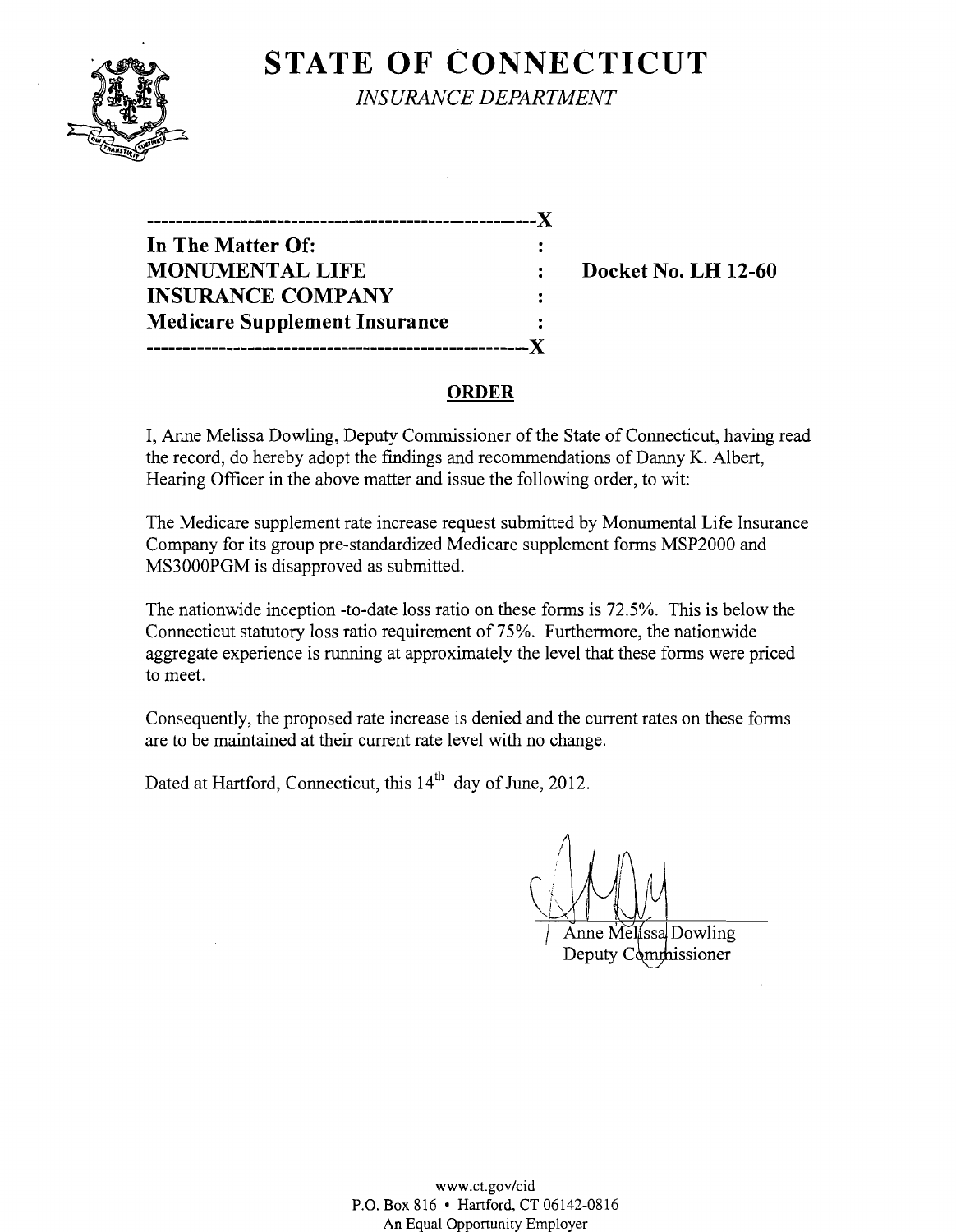# STATE OF CONNECTICUT

*INSURANCE DEPARTMENT*

-----------------------------------------------------X

**In The Matter Of:** :
**MONUMENTAL LIFE** : **Docket No. LH 12-60**
**INSURANCE COMPANY** :
**Medicare Supplement Insurance** :

-----------------------------------------------------X

## ORDER

I, Anne Melissa Dowling, Deputy Commissioner of the State of Connecticut, having read the record, do hereby adopt the findings and recommendations of Danny K. Albert, Hearing Officer in the above matter and issue the following order, to wit:

The Medicare supplement rate increase request submitted by Monumental Life Insurance Company for its group pre-standardized Medicare supplement forms MSP2000 and MS3000PGM is disapproved as submitted.

The nationwide inception -to-date loss ratio on these forms is 72.5%. This is below the Connecticut statutory loss ratio requirement of 75%. Furthermore, the nationwide aggregate experience is running at approximately the level that these forms were priced to meet.

Consequently, the proposed rate increase is denied and the current rates on these forms are to be maintained at their current rate level with no change.

Dated at Hartford, Connecticut, this 14th day of June, 2012.

Anne Melissa Dowling
Deputy Commissioner

www.ct.gov/cid
P.O. Box 816 • Hartford, CT 06142-0816
An Equal Opportunity Employer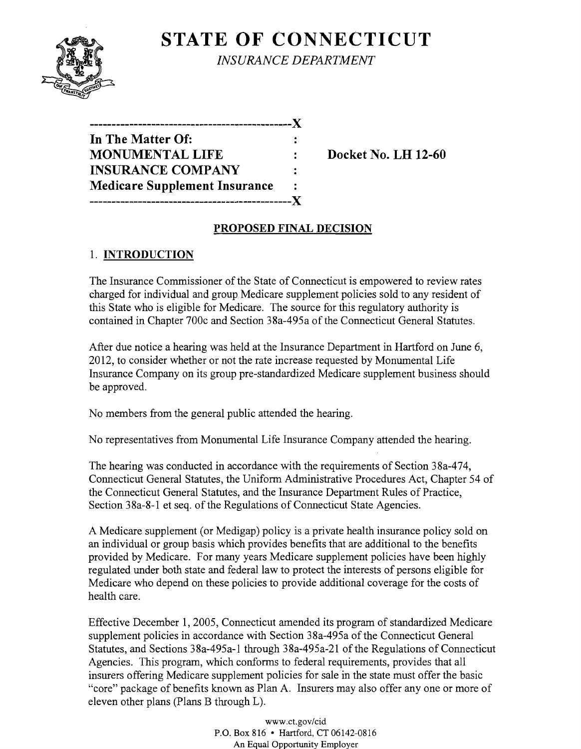# STATE OF CONNECTICUT

*INSURANCE DEPARTMENT*

```
----------------------------------------------X
In The Matter Of:                              :
MONUMENTAL LIFE                                :     Docket No. LH 12-60
INSURANCE COMPANY                              :
Medicare Supplement Insurance                  :
----------------------------------------------X
```

**PROPOSED FINAL DECISION**

## 1. INTRODUCTION

The Insurance Commissioner of the State of Connecticut is empowered to review rates charged for individual and group Medicare supplement policies sold to any resident of this State who is eligible for Medicare. The source for this regulatory authority is contained in Chapter 700c and Section 38a-495a of the Connecticut General Statutes.

After due notice a hearing was held at the Insurance Department in Hartford on June 6, 2012, to consider whether or not the rate increase requested by Monumental Life Insurance Company on its group pre-standardized Medicare supplement business should be approved.

No members from the general public attended the hearing.

No representatives from Monumental Life Insurance Company attended the hearing.

The hearing was conducted in accordance with the requirements of Section 38a-474, Connecticut General Statutes, the Uniform Administrative Procedures Act, Chapter 54 of the Connecticut General Statutes, and the Insurance Department Rules of Practice, Section 38a-8-1 et seq. of the Regulations of Connecticut State Agencies.

A Medicare supplement (or Medigap) policy is a private health insurance policy sold on an individual or group basis which provides benefits that are additional to the benefits provided by Medicare. For many years Medicare supplement policies have been highly regulated under both state and federal law to protect the interests of persons eligible for Medicare who depend on these policies to provide additional coverage for the costs of health care.

Effective December 1, 2005, Connecticut amended its program of standardized Medicare supplement policies in accordance with Section 38a-495a of the Connecticut General Statutes, and Sections 38a-495a-1 through 38a-495a-21 of the Regulations of Connecticut Agencies. This program, which conforms to federal requirements, provides that all insurers offering Medicare supplement policies for sale in the state must offer the basic "core" package of benefits known as Plan A. Insurers may also offer any one or more of eleven other plans (Plans B through L).

www.ct.gov/cid
P.O. Box 816 • Hartford, CT 06142-0816
An Equal Opportunity Employer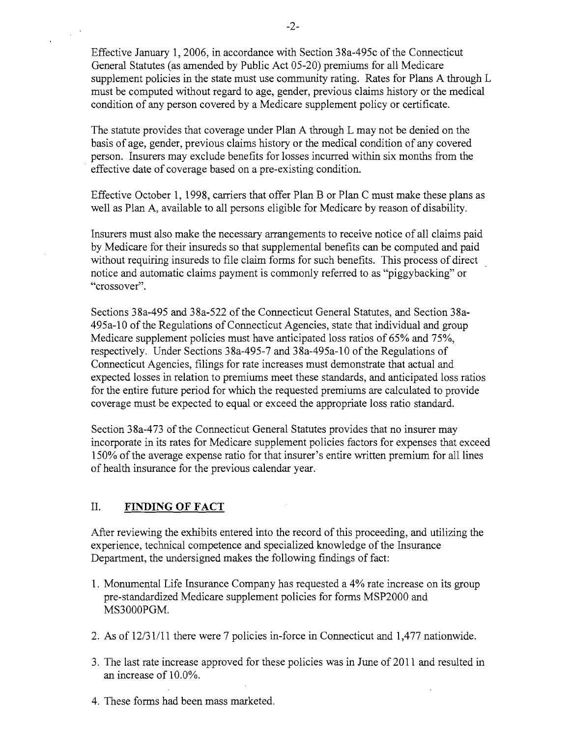Effective January 1, 2006, in accordance with Section 38a-495c of the Connecticut General Statutes (as amended by Public Act 05-20) premiums for all Medicare supplement policies in the state must use community rating. Rates for Plans A through L must be computed without regard to age, gender, previous claims history or the medical condition of any person covered by a Medicare supplement policy or certificate.

The statute provides that coverage under Plan A through L may not be denied on the basis of age, gender, previous claims history or the medical condition of any covered person. Insurers may exclude benefits for losses incurred within six months from the effective date of coverage based on a pre-existing condition.

Effective October 1, 1998, carriers that offer Plan B or Plan C must make these plans as well as Plan A, available to all persons eligible for Medicare by reason of disability.

Insurers must also make the necessary arrangements to receive notice of all claims paid by Medicare for their insureds so that supplemental benefits can be computed and paid without requiring insureds to file claim forms for such benefits. This process of direct notice and automatic claims payment is commonly referred to as "piggybacking" or "crossover".

Sections 38a-495 and 38a-522 of the Connecticut General Statutes, and Section 38a-495a-10 of the Regulations of Connecticut Agencies, state that individual and group Medicare supplement policies must have anticipated loss ratios of 65% and 75%, respectively. Under Sections 38a-495-7 and 38a-495a-10 of the Regulations of Connecticut Agencies, filings for rate increases must demonstrate that actual and expected losses in relation to premiums meet these standards, and anticipated loss ratios for the entire future period for which the requested premiums are calculated to provide coverage must be expected to equal or exceed the appropriate loss ratio standard.

Section 38a-473 of the Connecticut General Statutes provides that no insurer may incorporate in its rates for Medicare supplement policies factors for expenses that exceed 150% of the average expense ratio for that insurer's entire written premium for all lines of health insurance for the previous calendar year.

## II. **FINDING OF FACT**

After reviewing the exhibits entered into the record of this proceeding, and utilizing the experience, technical competence and specialized knowledge of the Insurance Department, the undersigned makes the following findings of fact:

1. Monumental Life Insurance Company has requested a 4% rate increase on its group pre-standardized Medicare supplement policies for forms MSP2000 and MS3000PGM.

2. As of 12/31/11 there were 7 policies in-force in Connecticut and 1,477 nationwide.

3. The last rate increase approved for these policies was in June of 2011 and resulted in an increase of 10.0%.

4. These forms had been mass marketed.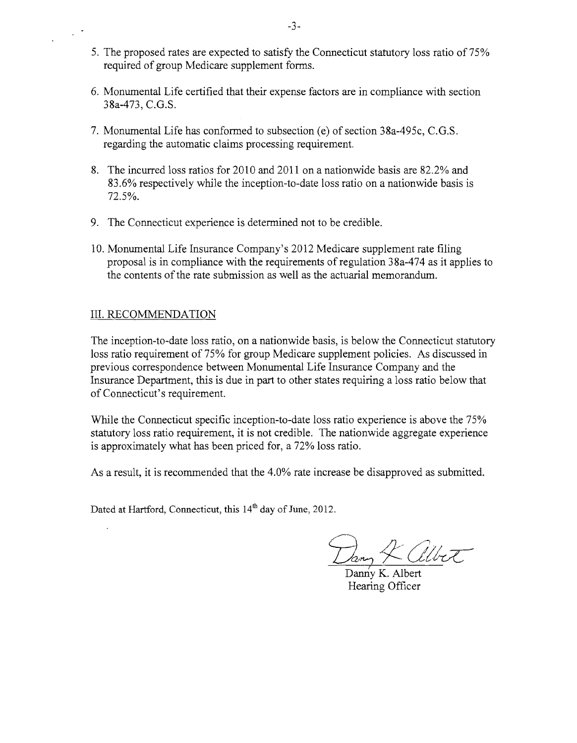5. The proposed rates are expected to satisfy the Connecticut statutory loss ratio of 75% required of group Medicare supplement forms.

6. Monumental Life certified that their expense factors are in compliance with section 38a-473, C.G.S.

7. Monumental Life has conformed to subsection (e) of section 38a-495c, C.G.S. regarding the automatic claims processing requirement.

8. The incurred loss ratios for 2010 and 2011 on a nationwide basis are 82.2% and 83.6% respectively while the inception-to-date loss ratio on a nationwide basis is 72.5%.

9. The Connecticut experience is determined not to be credible.

10. Monumental Life Insurance Company's 2012 Medicare supplement rate filing proposal is in compliance with the requirements of regulation 38a-474 as it applies to the contents of the rate submission as well as the actuarial memorandum.

## III. RECOMMENDATION

The inception-to-date loss ratio, on a nationwide basis, is below the Connecticut statutory loss ratio requirement of 75% for group Medicare supplement policies. As discussed in previous correspondence between Monumental Life Insurance Company and the Insurance Department, this is due in part to other states requiring a loss ratio below that of Connecticut's requirement.

While the Connecticut specific inception-to-date loss ratio experience is above the 75% statutory loss ratio requirement, it is not credible. The nationwide aggregate experience is approximately what has been priced for, a 72% loss ratio.

As a result, it is recommended that the 4.0% rate increase be disapproved as submitted.

Dated at Hartford, Connecticut, this 14th day of June, 2012.

Danny K. Albert
Hearing Officer